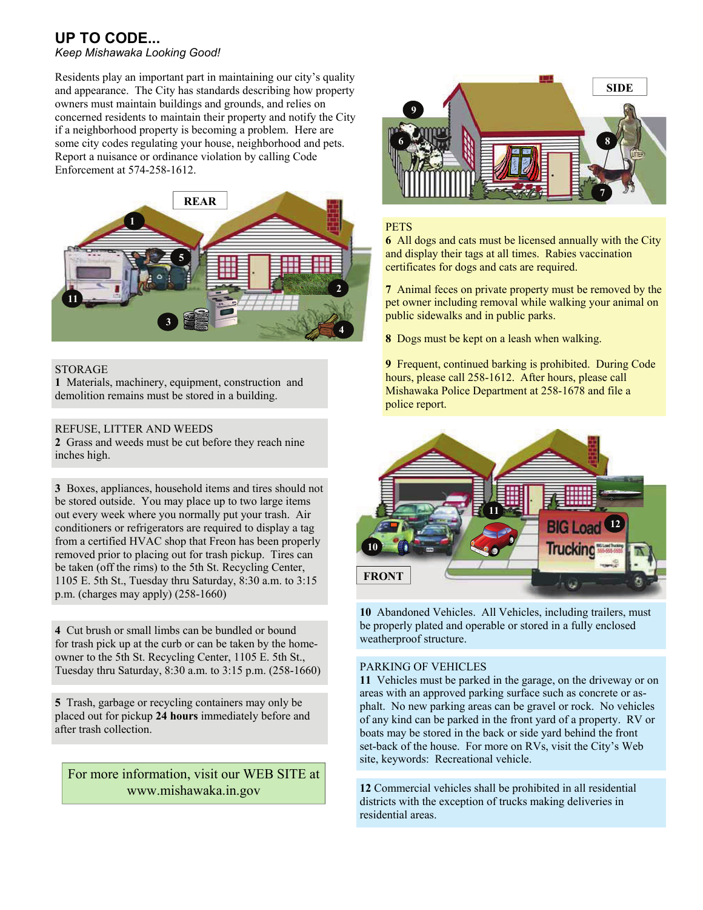# UP TO CODE...

*Keep Mishawaka Looking Good!*

Residents play an important part in maintaining our city's quality and appearance. The City has standards describing how property owners must maintain buildings and grounds, and relies on concerned residents to maintain their property and notify the City if a neighborhood property is becoming a problem. Here are some city codes regulating your house, neighborhood and pets. Report a nuisance or ordinance violation by calling Code Enforcement at 574-258-1612.

## STORAGE

**1** Materials, machinery, equipment, construction and demolition remains must be stored in a building.

## REFUSE, LITTER AND WEEDS

**2** Grass and weeds must be cut before they reach nine inches high.

**3** Boxes, appliances, household items and tires should not be stored outside. You may place up to two large items out every week where you normally put your trash. Air conditioners or refrigerators are required to display a tag from a certified HVAC shop that Freon has been properly removed prior to placing out for trash pickup. Tires can be taken (off the rims) to the 5th St. Recycling Center, 1105 E. 5th St., Tuesday thru Saturday, 8:30 a.m. to 3:15 p.m. (charges may apply) (258-1660)

**4** Cut brush or small limbs can be bundled or bound for trash pick up at the curb or can be taken by the homeowner to the 5th St. Recycling Center, 1105 E. 5th St., Tuesday thru Saturday, 8:30 a.m. to 3:15 p.m. (258-1660)

**5** Trash, garbage or recycling containers may only be placed out for pickup **24 hours** immediately before and after trash collection.

For more information, visit our WEB SITE at www.mishawaka.in.gov

## PETS

**6** All dogs and cats must be licensed annually with the City and display their tags at all times. Rabies vaccination certificates for dogs and cats are required.

**7** Animal feces on private property must be removed by the pet owner including removal while walking your animal on public sidewalks and in public parks.

**8** Dogs must be kept on a leash when walking.

**9** Frequent, continued barking is prohibited. During Code hours, please call 258-1612. After hours, please call Mishawaka Police Department at 258-1678 and file a police report.

**10** Abandoned Vehicles. All Vehicles, including trailers, must be properly plated and operable or stored in a fully enclosed weatherproof structure.

## PARKING OF VEHICLES

**11** Vehicles must be parked in the garage, on the driveway or on areas with an approved parking surface such as concrete or asphalt. No new parking areas can be gravel or rock. No vehicles of any kind can be parked in the front yard of a property. RV or boats may be stored in the back or side yard behind the front set-back of the house. For more on RVs, visit the City's Web site, keywords: Recreational vehicle.

**12** Commercial vehicles shall be prohibited in all residential districts with the exception of trucks making deliveries in residential areas.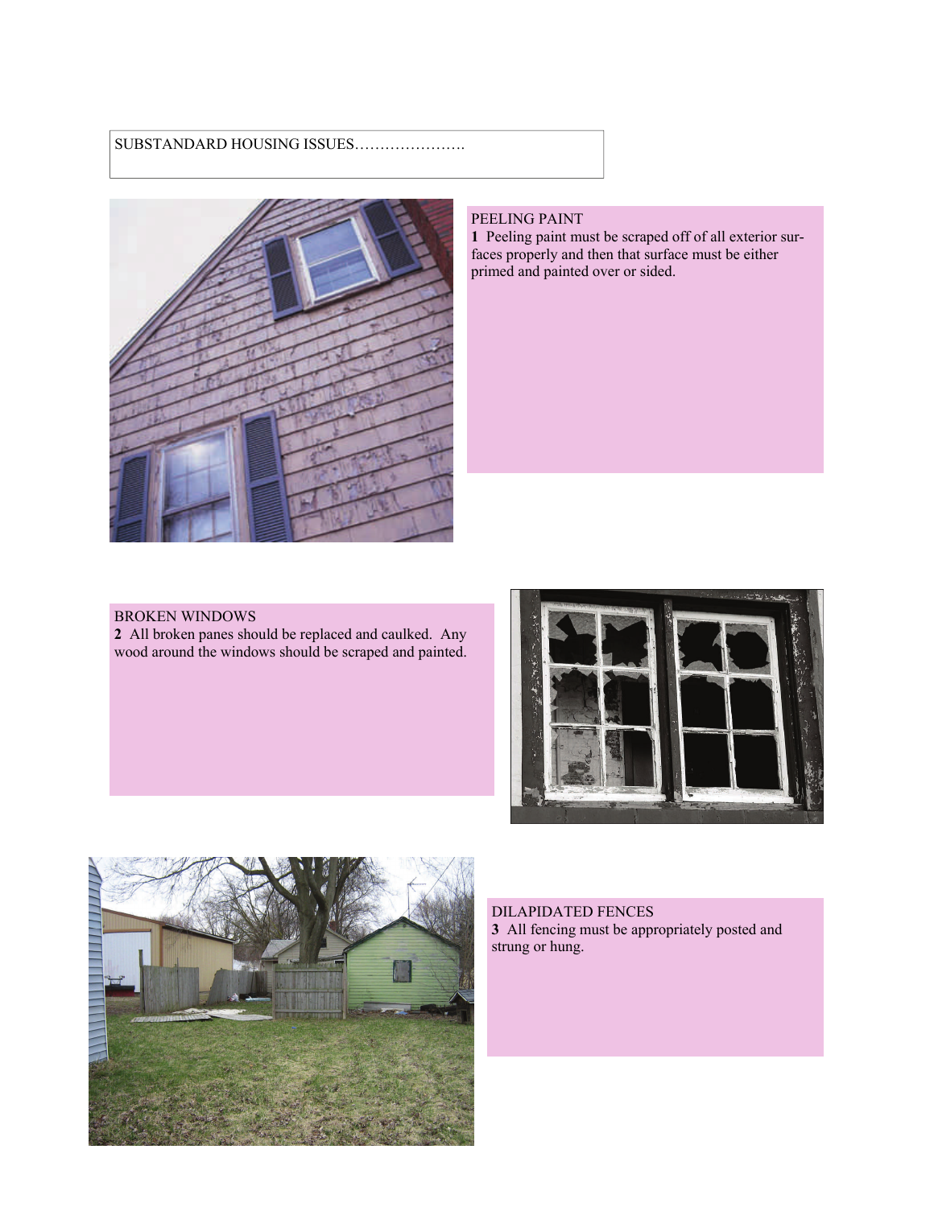SUBSTANDARD HOUSING ISSUES………………….

PEELING PAINT

**1** Peeling paint must be scraped off of all exterior surfaces properly and then that surface must be either primed and painted over or sided.

BROKEN WINDOWS

**2** All broken panes should be replaced and caulked. Any wood around the windows should be scraped and painted.

DILAPIDATED FENCES

**3** All fencing must be appropriately posted and strung or hung.